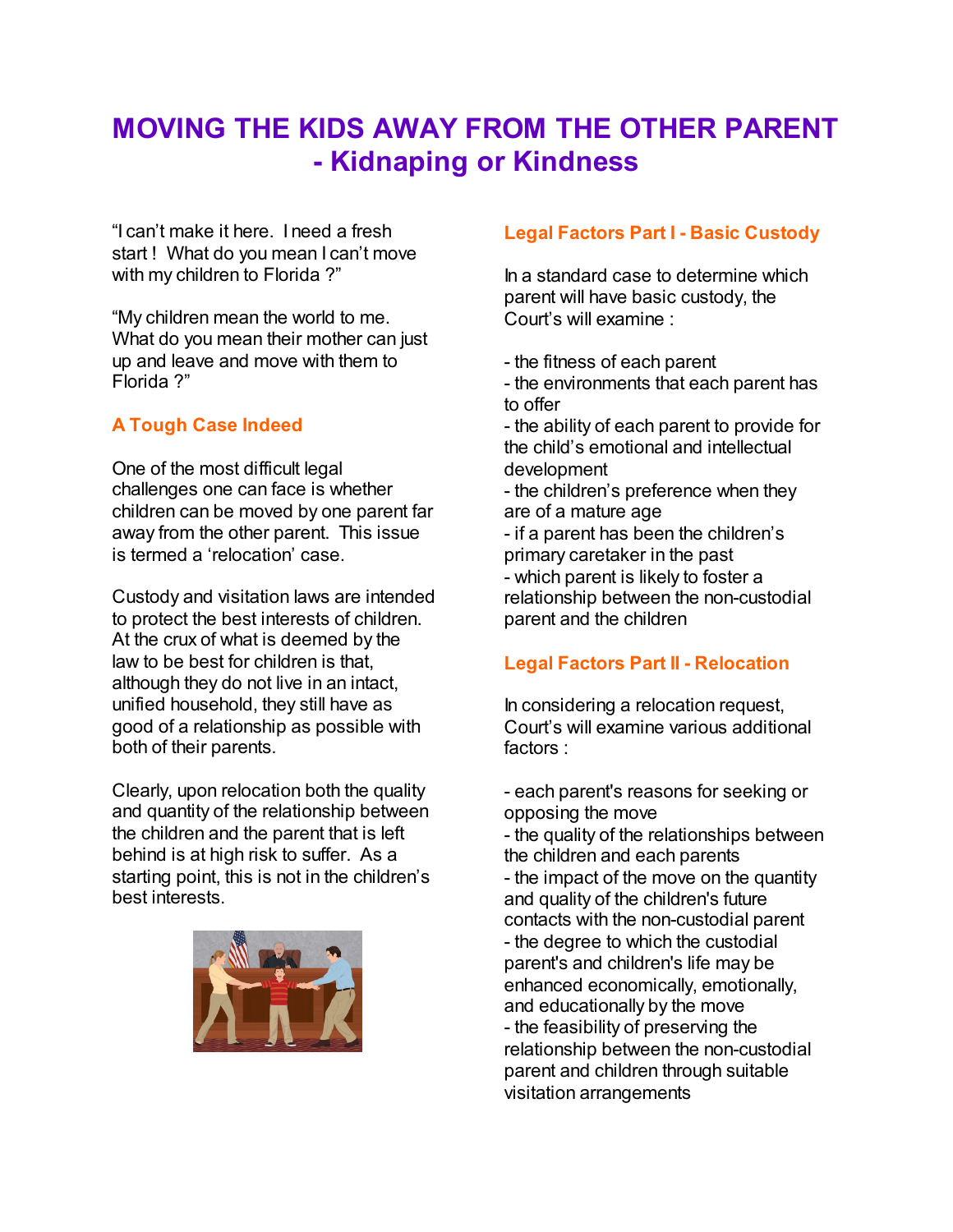# MOVING THE KIDS AWAY FROM THE OTHER PARENT - Kidnaping or Kindness

"I can't make it here. I need a fresh start ! What do you mean I can't move with my children to Florida ?"

"My children mean the world to me. What do you mean their mother can just up and leave and move with them to Florida ?"

## A Tough Case Indeed

One of the most difficult legal challenges one can face is whether children can be moved by one parent far away from the other parent. This issue is termed a 'relocation' case.

Custody and visitation laws are intended to protect the best interests of children. At the crux of what is deemed by the law to be best for children is that, although they do not live in an intact, unified household, they still have as good of a relationship as possible with both of their parents.

Clearly, upon relocation both the quality and quantity of the relationship between the children and the parent that is left behind is at high risk to suffer. As a starting point, this is not in the children's best interests.

## Legal Factors Part I - Basic Custody

In a standard case to determine which parent will have basic custody, the Court's will examine :

- the fitness of each parent
- the environments that each parent has to offer
- the ability of each parent to provide for the child's emotional and intellectual development
- the children's preference when they are of a mature age
- if a parent has been the children's primary caretaker in the past
- which parent is likely to foster a relationship between the non-custodial parent and the children

## Legal Factors Part II - Relocation

In considering a relocation request, Court's will examine various additional factors :

- each parent's reasons for seeking or opposing the move
- the quality of the relationships between the children and each parents
- the impact of the move on the quantity and quality of the children's future contacts with the non-custodial parent
- the degree to which the custodial parent's and children's life may be enhanced economically, emotionally, and educationally by the move
- the feasibility of preserving the relationship between the non-custodial parent and children through suitable visitation arrangements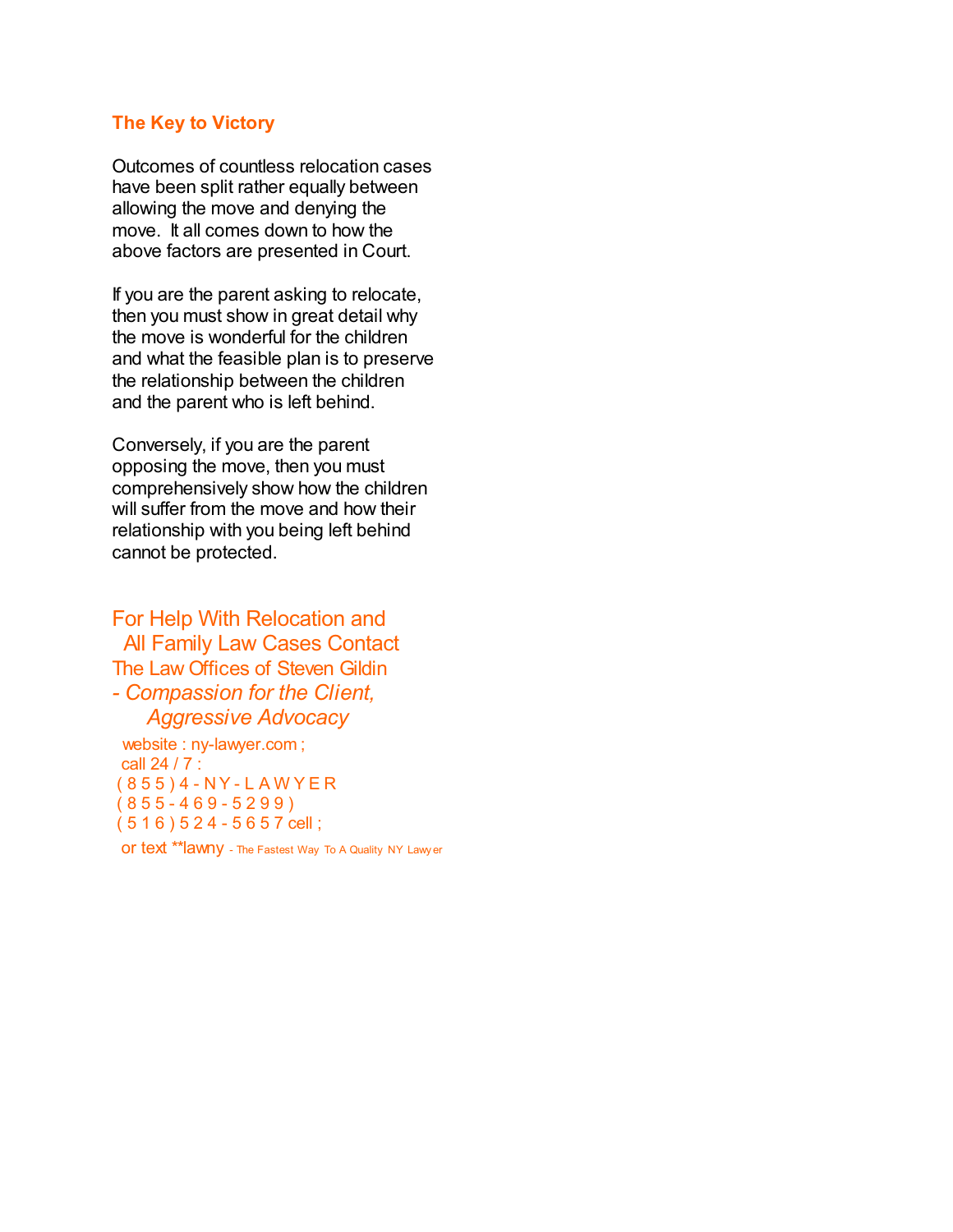### The Key to Victory

Outcomes of countless relocation cases have been split rather equally between allowing the move and denying the move. It all comes down to how the above factors are presented in Court.

If you are the parent asking to relocate, then you must show in great detail why the move is wonderful for the children and what the feasible plan is to preserve the relationship between the children and the parent who is left behind.

Conversely, if you are the parent opposing the move, then you must comprehensively show how the children will suffer from the move and how their relationship with you being left behind cannot be protected.

For Help With Relocation and All Family Law Cases Contact The Law Offices of Steven Gildin *- Compassion for the Client, Aggressive Advocacy*

website : ny-lawyer.com ;
call 24 / 7 :
( 8 5 5 ) 4 - N Y - L A W Y E R
( 8 5 5 - 4 6 9 - 5 2 9 9 )
( 5 1 6 ) 5 2 4 - 5 6 5 7 cell ;
or text **lawny - The Fastest Way To A Quality NY Lawyer